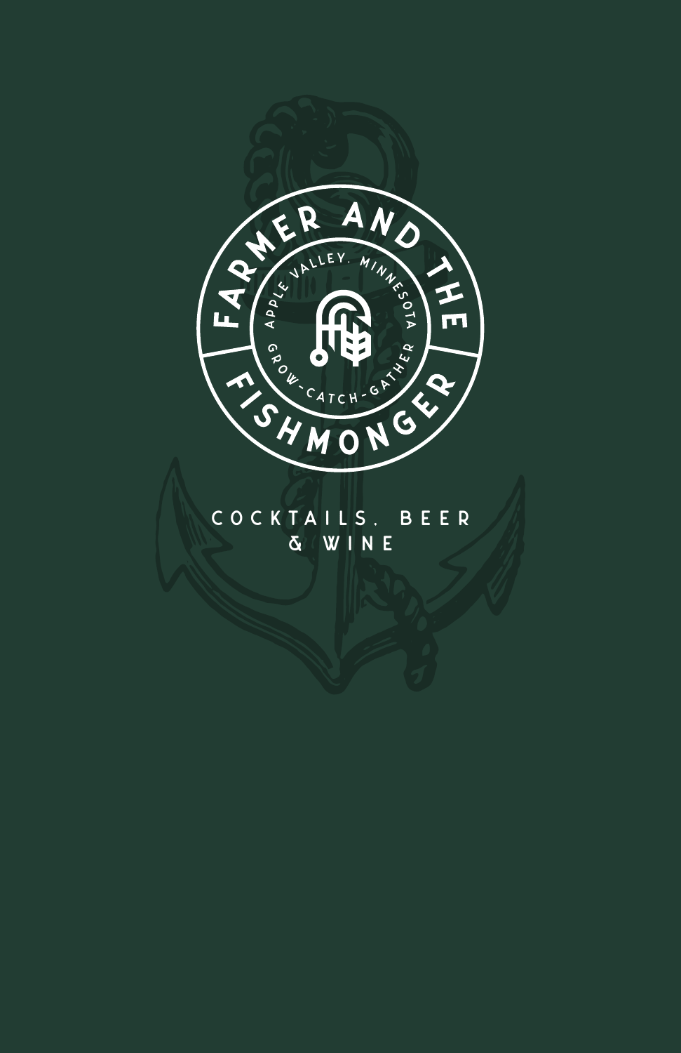# FARMER AND THE FISHMONGER

APPLE VALLEY, MINNESOTA

GROW-CATCH-GATHER

## COCKTAILS, BEER & WINE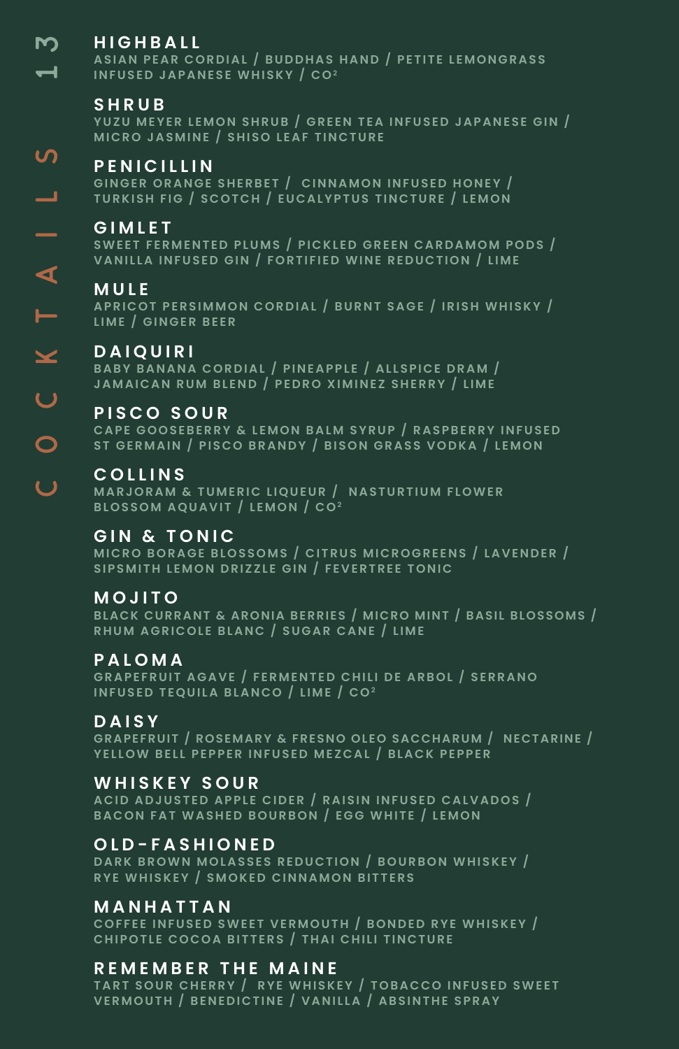# COCKTAILS 13

## HIGHBALL
ASIAN PEAR CORDIAL / BUDDHAS HAND / PETITE LEMONGRASS INFUSED JAPANESE WHISKY / $CO^2$

## SHRUB
YUZU MEYER LEMON SHRUB / GREEN TEA INFUSED JAPANESE GIN / MICRO JASMINE / SHISO LEAF TINCTURE

## PENICILLIN
GINGER ORANGE SHERBET / CINNAMON INFUSED HONEY / TURKISH FIG / SCOTCH / EUCALYPTUS TINCTURE / LEMON

## GIMLET
SWEET FERMENTED PLUMS / PICKLED GREEN CARDAMOM PODS / VANILLA INFUSED GIN / FORTIFIED WINE REDUCTION / LIME

## MULE
APRICOT PERSIMMON CORDIAL / BURNT SAGE / IRISH WHISKY / LIME / GINGER BEER

## DAIQUIRI
BABY BANANA CORDIAL / PINEAPPLE / ALLSPICE DRAM / JAMAICAN RUM BLEND / PEDRO XIMINEZ SHERRY / LIME

## PISCO SOUR
CAPE GOOSEBERRY & LEMON BALM SYRUP / RASPBERRY INFUSED ST GERMAIN / PISCO BRANDY / BISON GRASS VODKA / LEMON

## COLLINS
MARJORAM & TUMERIC LIQUEUR / NASTURTIUM FLOWER BLOSSOM AQUAVIT / LEMON / $CO^2$

## GIN & TONIC
MICRO BORAGE BLOSSOMS / CITRUS MICROGREENS / LAVENDER / SIPSMITH LEMON DRIZZLE GIN / FEVERTREE TONIC

## MOJITO
BLACK CURRANT & ARONIA BERRIES / MICRO MINT / BASIL BLOSSOMS / RHUM AGRICOLE BLANC / SUGAR CANE / LIME

## PALOMA
GRAPEFRUIT AGAVE / FERMENTED CHILI DE ARBOL / SERRANO INFUSED TEQUILA BLANCO / LIME / $CO^2$

## DAISY
GRAPEFRUIT / ROSEMARY & FRESNO OLEO SACCHARUM / NECTARINE / YELLOW BELL PEPPER INFUSED MEZCAL / BLACK PEPPER

## WHISKEY SOUR
ACID ADJUSTED APPLE CIDER / RAISIN INFUSED CALVADOS / BACON FAT WASHED BOURBON / EGG WHITE / LEMON

## OLD-FASHIONED
DARK BROWN MOLASSES REDUCTION / BOURBON WHISKEY / RYE WHISKEY / SMOKED CINNAMON BITTERS

## MANHATTAN
COFFEE INFUSED SWEET VERMOUTH / BONDED RYE WHISKEY / CHIPOTLE COCOA BITTERS / THAI CHILI TINCTURE

## REMEMBER THE MAINE
TART SOUR CHERRY / RYE WHISKEY / TOBACCO INFUSED SWEET VERMOUTH / BENEDICTINE / VANILLA / ABSINTHE SPRAY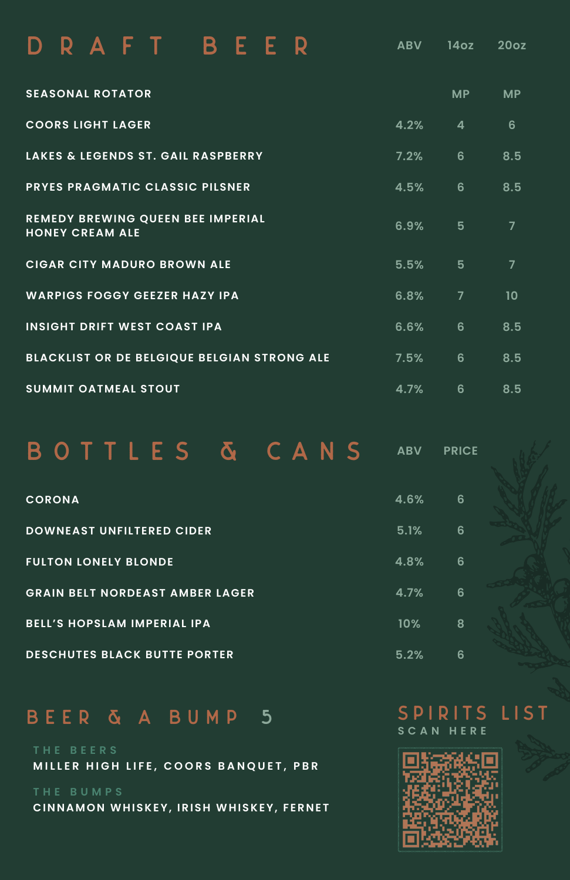# DRAFT BEER

| | ABV | 14oz | 20oz |
|---|---|---|---|
| SEASONAL ROTATOR | | MP | MP |
| COORS LIGHT LAGER | 4.2% | 4 | 6 |
| LAKES & LEGENDS ST. GAIL RASPBERRY | 7.2% | 6 | 8.5 |
| PRYES PRAGMATIC CLASSIC PILSNER | 4.5% | 6 | 8.5 |
| REMEDY BREWING QUEEN BEE IMPERIAL HONEY CREAM ALE | 6.9% | 5 | 7 |
| CIGAR CITY MADURO BROWN ALE | 5.5% | 5 | 7 |
| WARPIGS FOGGY GEEZER HAZY IPA | 6.8% | 7 | 10 |
| INSIGHT DRIFT WEST COAST IPA | 6.6% | 6 | 8.5 |
| BLACKLIST OR DE BELGIQUE BELGIAN STRONG ALE | 7.5% | 6 | 8.5 |
| SUMMIT OATMEAL STOUT | 4.7% | 6 | 8.5 |

# BOTTLES & CANS

| | ABV | PRICE |
|---|---|---|
| CORONA | 4.6% | 6 |
| DOWNEAST UNFILTERED CIDER | 5.1% | 6 |
| FULTON LONELY BLONDE | 4.8% | 6 |
| GRAIN BELT NORDEAST AMBER LAGER | 4.7% | 6 |
| BELL'S HOPSLAM IMPERIAL IPA | 10% | 8 |
| DESCHUTES BLACK BUTTE PORTER | 5.2% | 6 |

# BEER & A BUMP 5

THE BEERS

MILLER HIGH LIFE, COORS BANQUET, PBR

THE BUMPS

CINNAMON WHISKEY, IRISH WHISKEY, FERNET

## SPIRITS LIST

SCAN HERE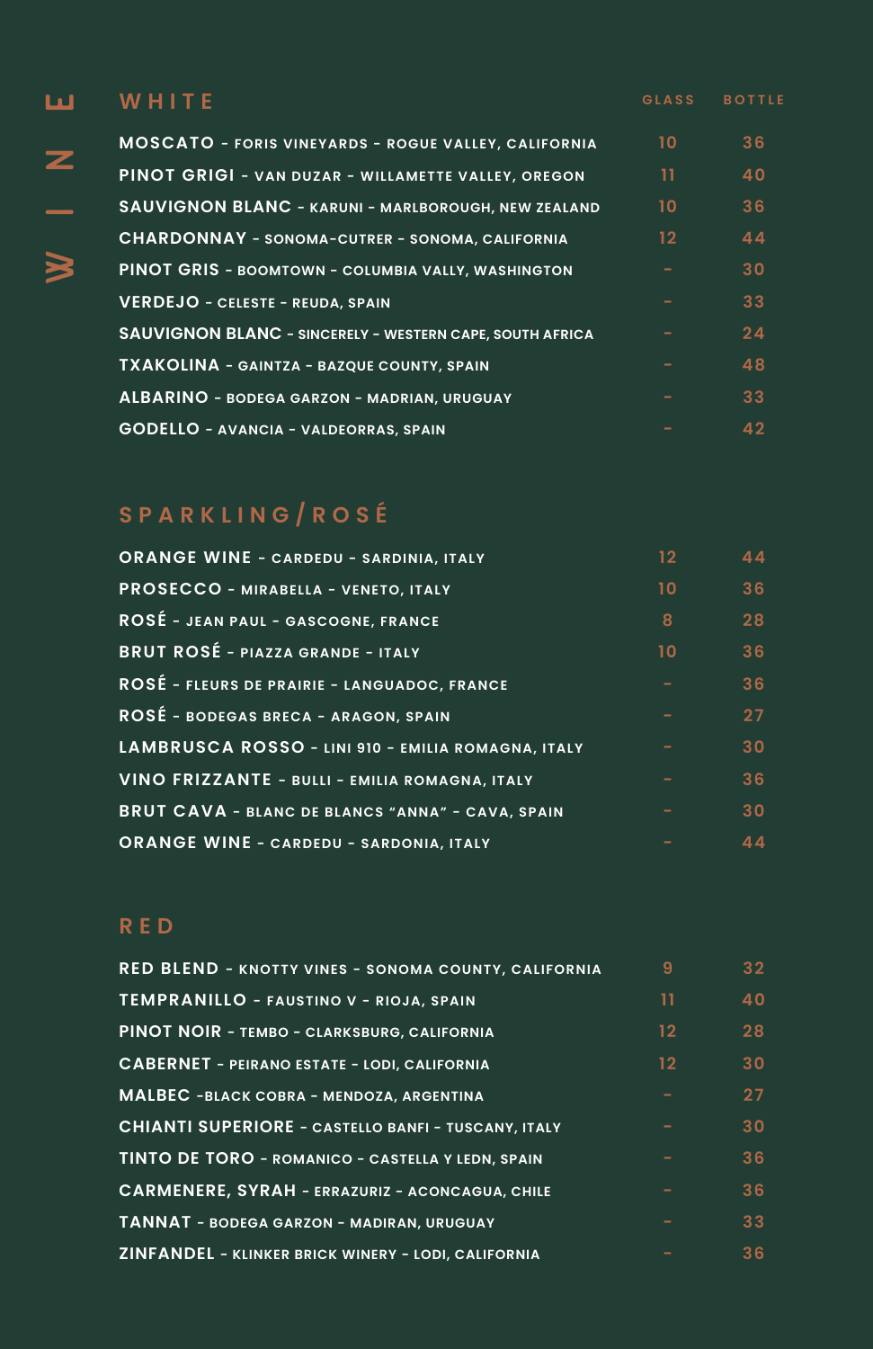# WINE

## WHITE

| | GLASS | BOTTLE |
| --- | --- | --- |
| **MOSCATO** - FORIS VINEYARDS - ROGUE VALLEY, CALIFORNIA | 10 | 36 |
| **PINOT GRIGI** - VAN DUZAR - WILLAMETTE VALLEY, OREGON | 11 | 40 |
| **SAUVIGNON BLANC** - KARUNI - MARLBOROUGH, NEW ZEALAND | 10 | 36 |
| **CHARDONNAY** - SONOMA-CUTRER - SONOMA, CALIFORNIA | 12 | 44 |
| **PINOT GRIS** - BOOMTOWN - COLUMBIA VALLY, WASHINGTON | - | 30 |
| **VERDEJO** - CELESTE - REUDA, SPAIN | - | 33 |
| **SAUVIGNON BLANC** - SINCERELY - WESTERN CAPE, SOUTH AFRICA | - | 24 |
| **TXAKOLINA** - GAINTZA - BAZQUE COUNTY, SPAIN | - | 48 |
| **ALBARINO** - BODEGA GARZON - MADRIAN, URUGUAY | - | 33 |
| **GODELLO** - AVANCIA - VALDEORRAS, SPAIN | - | 42 |

## SPARKLING/ROSÉ

| | GLASS | BOTTLE |
| --- | --- | --- |
| **ORANGE WINE** - CARDEDU - SARDINIA, ITALY | 12 | 44 |
| **PROSECCO** - MIRABELLA - VENETO, ITALY | 10 | 36 |
| **ROSÉ** - JEAN PAUL - GASCOGNE, FRANCE | 8 | 28 |
| **BRUT ROSÉ** - PIAZZA GRANDE - ITALY | 10 | 36 |
| **ROSÉ** - FLEURS DE PRAIRIE - LANGUADOC, FRANCE | - | 36 |
| **ROSÉ** - BODEGAS BRECA - ARAGON, SPAIN | - | 27 |
| **LAMBRUSCA ROSSO** - LINI 910 - EMILIA ROMAGNA, ITALY | - | 30 |
| **VINO FRIZZANTE** - BULLI - EMILIA ROMAGNA, ITALY | - | 36 |
| **BRUT CAVA** - BLANC DE BLANCS "ANNA" - CAVA, SPAIN | - | 30 |
| **ORANGE WINE** - CARDEDU - SARDONIA, ITALY | - | 44 |

## RED

| | GLASS | BOTTLE |
| --- | --- | --- |
| **RED BLEND** - KNOTTY VINES - SONOMA COUNTY, CALIFORNIA | 9 | 32 |
| **TEMPRANILLO** - FAUSTINO V - RIOJA, SPAIN | 11 | 40 |
| **PINOT NOIR** - TEMBO - CLARKSBURG, CALIFORNIA | 12 | 28 |
| **CABERNET** - PEIRANO ESTATE - LODI, CALIFORNIA | 12 | 30 |
| **MALBEC** -BLACK COBRA - MENDOZA, ARGENTINA | - | 27 |
| **CHIANTI SUPERIORE** - CASTELLO BANFI - TUSCANY, ITALY | - | 30 |
| **TINTO DE TORO** - ROMANICO - CASTELLA Y LEDN, SPAIN | - | 36 |
| **CARMENERE, SYRAH** - ERRAZURIZ - ACONCAGUA, CHILE | - | 36 |
| **TANNAT** - BODEGA GARZON - MADIRAN, URUGUAY | - | 33 |
| **ZINFANDEL** - KLINKER BRICK WINERY - LODI, CALIFORNIA | - | 36 |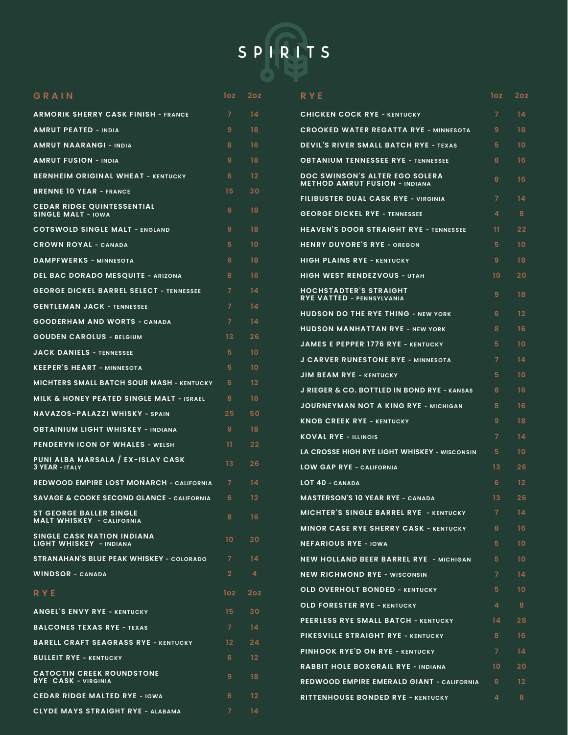# SPIRITS

## GRAIN

| GRAIN | 1oz | 2oz |
|---|---|---|
| ARMORIK SHERRY CASK FINISH - FRANCE | 7 | 14 |
| AMRUT PEATED - INDIA | 9 | 18 |
| AMRUT NAARANGI - INDIA | 8 | 16 |
| AMRUT FUSION - INDIA | 9 | 18 |
| BERNHEIM ORIGINAL WHEAT - KENTUCKY | 6 | 12 |
| BRENNE 10 YEAR - FRANCE | 15 | 30 |
| CEDAR RIDGE QUINTESSENTIAL SINGLE MALT - IOWA | 9 | 18 |
| COTSWOLD SINGLE MALT - ENGLAND | 9 | 18 |
| CROWN ROYAL - CANADA | 5 | 10 |
| DAMPFWERKS - MINNESOTA | 9 | 18 |
| DEL BAC DORADO MESQUITE - ARIZONA | 8 | 16 |
| GEORGE DICKEL BARREL SELECT - TENNESSEE | 7 | 14 |
| GENTLEMAN JACK - TENNESSEE | 7 | 14 |
| GOODERHAM AND WORTS - CANADA | 7 | 14 |
| GOUDEN CAROLUS - BELGIUM | 13 | 26 |
| JACK DANIELS - TENNESSEE | 5 | 10 |
| KEEPER'S HEART - MINNESOTA | 5 | 10 |
| MICHTERS SMALL BATCH SOUR MASH - KENTUCKY | 6 | 12 |
| MILK & HONEY PEATED SINGLE MALT - ISRAEL | 8 | 16 |
| NAVAZOS-PALAZZI WHISKY - SPAIN | 25 | 50 |
| OBTAINIUM LIGHT WHISKEY - INDIANA | 9 | 18 |
| PENDERYN ICON OF WHALES - WELSH | 11 | 22 |
| PUNI ALBA MARSALA / EX-ISLAY CASK 3 YEAR - ITALY | 13 | 26 |
| REDWOOD EMPIRE LOST MONARCH - CALIFORNIA | 7 | 14 |
| SAVAGE & COOKE SECOND GLANCE - CALIFORNIA | 6 | 12 |
| ST GEORGE BALLER SINGLE MALT WHISKEY - CALIFORNIA | 8 | 16 |
| SINGLE CASK NATION INDIANA LIGHT WHISKEY - INDIANA | 10 | 20 |
| STRANAHAN'S BLUE PEAK WHISKEY - COLORADO | 7 | 14 |
| WINDSOR - CANADA | 2 | 4 |

## RYE

| RYE | 1oz | 2oz |
|---|---|---|
| ANGEL'S ENVY RYE - KENTUCKY | 15 | 30 |
| BALCONES TEXAS RYE - TEXAS | 7 | 14 |
| BARELL CRAFT SEAGRASS RYE - KENTUCKY | 12 | 24 |
| BULLEIT RYE - KENTUCKY | 6 | 12 |
| CATOCTIN CREEK ROUNDSTONE RYE CASK - VIRGINIA | 9 | 18 |
| CEDAR RIDGE MALTED RYE - IOWA | 6 | 12 |
| CLYDE MAYS STRAIGHT RYE - ALABAMA | 7 | 14 |
| CHICKEN COCK RYE - KENTUCKY | 7 | 14 |
| CROOKED WATER REGATTA RYE - MINNESOTA | 9 | 18 |
| DEVIL'S RIVER SMALL BATCH RYE - TEXAS | 5 | 10 |
| OBTANIUM TENNESSEE RYE - TENNESSEE | 8 | 16 |
| DOC SWINSON'S ALTER EGO SOLERA METHOD AMRUT FUSION - INDIANA | 8 | 16 |
| FILIBUSTER DUAL CASK RYE - VIRGINIA | 7 | 14 |
| GEORGE DICKEL RYE - TENNESSEE | 4 | 8 |
| HEAVEN'S DOOR STRAIGHT RYE - TENNESSEE | 11 | 22 |
| HENRY DUYORE'S RYE - OREGON | 5 | 10 |
| HIGH PLAINS RYE - KENTUCKY | 9 | 18 |
| HIGH WEST RENDEZVOUS - UTAH | 10 | 20 |
| HOCHSTADTER'S STRAIGHT RYE VATTED - PENNSYLVANIA | 9 | 18 |
| HUDSON DO THE RYE THING - NEW YORK | 6 | 12 |
| HUDSON MANHATTAN RYE - NEW YORK | 8 | 16 |
| JAMES E PEPPER 1776 RYE - KENTUCKY | 5 | 10 |
| J CARVER RUNESTONE RYE - MINNESOTA | 7 | 14 |
| JIM BEAM RYE - KENTUCKY | 5 | 10 |
| J RIEGER & CO. BOTTLED IN BOND RYE - KANSAS | 8 | 16 |
| JOURNEYMAN NOT A KING RYE - MICHIGAN | 8 | 16 |
| KNOB CREEK RYE - KENTUCKY | 9 | 18 |
| KOVAL RYE - ILLINOIS | 7 | 14 |
| LA CROSSE HIGH RYE LIGHT WHISKEY - WISCONSIN | 5 | 10 |
| LOW GAP RYE - CALIFORNIA | 13 | 26 |
| LOT 40 - CANADA | 6 | 12 |
| MASTERSON'S 10 YEAR RYE - CANADA | 13 | 26 |
| MICHTER'S SINGLE BARREL RYE - KENTUCKY | 7 | 14 |
| MINOR CASE RYE SHERRY CASK - KENTUCKY | 8 | 16 |
| NEFARIOUS RYE - IOWA | 5 | 10 |
| NEW HOLLAND BEER BARREL RYE - MICHIGAN | 5 | 10 |
| NEW RICHMOND RYE - WISCONSIN | 7 | 14 |
| OLD OVERHOLT BONDED - KENTUCKY | 5 | 10 |
| OLD FORESTER RYE - KENTUCKY | 4 | 8 |
| PEERLESS RYE SMALL BATCH - KENTUCKY | 14 | 28 |
| PIKESVILLE STRAIGHT RYE - KENTUCKY | 8 | 16 |
| PINHOOK RYE'D ON RYE - KENTUCKY | 7 | 14 |
| RABBIT HOLE BOXGRAIL RYE - INDIANA | 10 | 20 |
| REDWOOD EMPIRE EMERALD GIANT - CALIFORNIA | 6 | 12 |
| RITTENHOUSE BONDED RYE - KENTUCKY | 4 | 8 |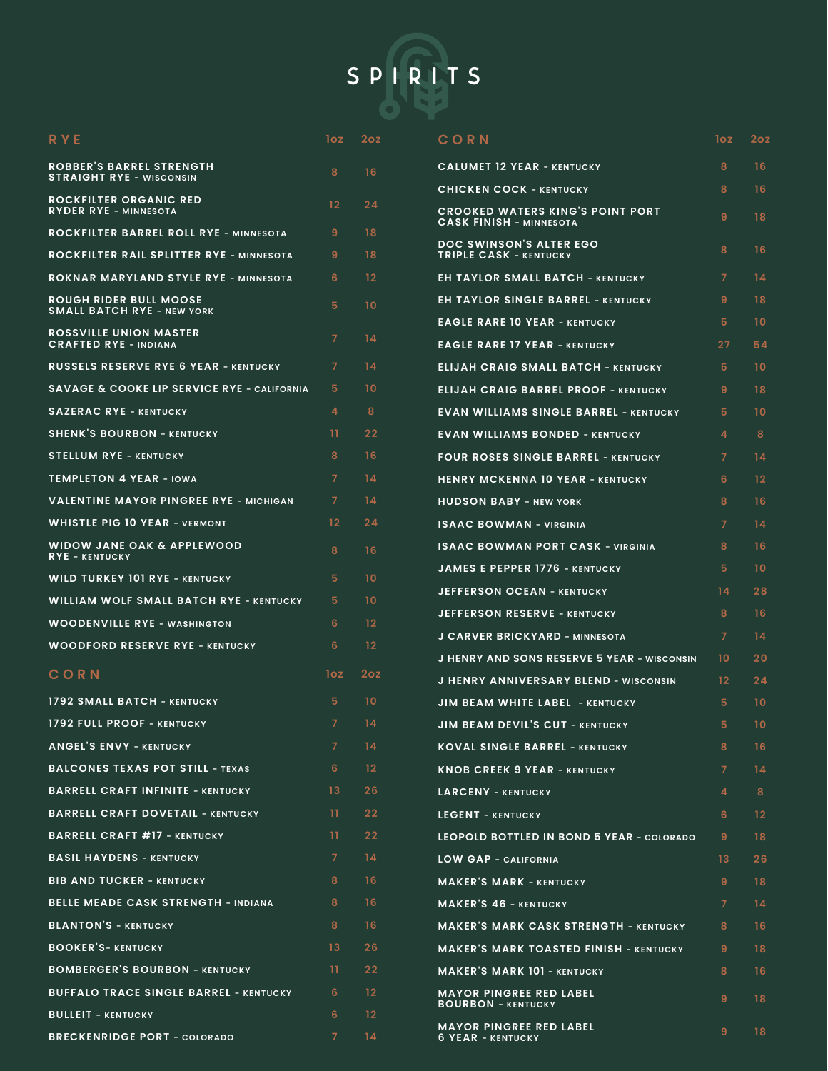# SPIRITS

## RYE

| RYE | 1oz | 2oz |
|---|---|---|
| ROBBER'S BARREL STRENGTH STRAIGHT RYE - WISCONSIN | 8 | 16 |
| ROCKFILTER ORGANIC RED RYDER RYE - MINNESOTA | 12 | 24 |
| ROCKFILTER BARREL ROLL RYE - MINNESOTA | 9 | 18 |
| ROCKFILTER RAIL SPLITTER RYE - MINNESOTA | 9 | 18 |
| ROKNAR MARYLAND STYLE RYE - MINNESOTA | 6 | 12 |
| ROUGH RIDER BULL MOOSE SMALL BATCH RYE - NEW YORK | 5 | 10 |
| ROSSVILLE UNION MASTER CRAFTED RYE - INDIANA | 7 | 14 |
| RUSSELS RESERVE RYE 6 YEAR - KENTUCKY | 7 | 14 |
| SAVAGE & COOKE LIP SERVICE RYE - CALIFORNIA | 5 | 10 |
| SAZERAC RYE - KENTUCKY | 4 | 8 |
| SHENK'S BOURBON - KENTUCKY | 11 | 22 |
| STELLUM RYE - KENTUCKY | 8 | 16 |
| TEMPLETON 4 YEAR - IOWA | 7 | 14 |
| VALENTINE MAYOR PINGREE RYE - MICHIGAN | 7 | 14 |
| WHISTLE PIG 10 YEAR - VERMONT | 12 | 24 |
| WIDOW JANE OAK & APPLEWOOD RYE - KENTUCKY | 8 | 16 |
| WILD TURKEY 101 RYE - KENTUCKY | 5 | 10 |
| WILLIAM WOLF SMALL BATCH RYE - KENTUCKY | 5 | 10 |
| WOODENVILLE RYE - WASHINGTON | 6 | 12 |
| WOODFORD RESERVE RYE - KENTUCKY | 6 | 12 |

## CORN

| CORN | 1oz | 2oz |
|---|---|---|
| 1792 SMALL BATCH - KENTUCKY | 5 | 10 |
| 1792 FULL PROOF - KENTUCKY | 7 | 14 |
| ANGEL'S ENVY - KENTUCKY | 7 | 14 |
| BALCONES TEXAS POT STILL - TEXAS | 6 | 12 |
| BARRELL CRAFT INFINITE - KENTUCKY | 13 | 26 |
| BARRELL CRAFT DOVETAIL - KENTUCKY | 11 | 22 |
| BARRELL CRAFT #17 - KENTUCKY | 11 | 22 |
| BASIL HAYDENS - KENTUCKY | 7 | 14 |
| BIB AND TUCKER - KENTUCKY | 8 | 16 |
| BELLE MEADE CASK STRENGTH - INDIANA | 8 | 16 |
| BLANTON'S - KENTUCKY | 8 | 16 |
| BOOKER'S- KENTUCKY | 13 | 26 |
| BOMBERGER'S BOURBON - KENTUCKY | 11 | 22 |
| BUFFALO TRACE SINGLE BARREL - KENTUCKY | 6 | 12 |
| BULLEIT - KENTUCKY | 6 | 12 |
| BRECKENRIDGE PORT - COLORADO | 7 | 14 |

## CORN

| CORN | 1oz | 2oz |
|---|---|---|
| CALUMET 12 YEAR - KENTUCKY | 8 | 16 |
| CHICKEN COCK - KENTUCKY | 8 | 16 |
| CROOKED WATERS KING'S POINT PORT CASK FINISH - MINNESOTA | 9 | 18 |
| DOC SWINSON'S ALTER EGO TRIPLE CASK - KENTUCKY | 8 | 16 |
| EH TAYLOR SMALL BATCH - KENTUCKY | 7 | 14 |
| EH TAYLOR SINGLE BARREL - KENTUCKY | 9 | 18 |
| EAGLE RARE 10 YEAR - KENTUCKY | 5 | 10 |
| EAGLE RARE 17 YEAR - KENTUCKY | 27 | 54 |
| ELIJAH CRAIG SMALL BATCH - KENTUCKY | 5 | 10 |
| ELIJAH CRAIG BARREL PROOF - KENTUCKY | 9 | 18 |
| EVAN WILLIAMS SINGLE BARREL - KENTUCKY | 5 | 10 |
| EVAN WILLIAMS BONDED - KENTUCKY | 4 | 8 |
| FOUR ROSES SINGLE BARREL - KENTUCKY | 7 | 14 |
| HENRY MCKENNA 10 YEAR - KENTUCKY | 6 | 12 |
| HUDSON BABY - NEW YORK | 8 | 16 |
| ISAAC BOWMAN - VIRGINIA | 7 | 14 |
| ISAAC BOWMAN PORT CASK - VIRGINIA | 8 | 16 |
| JAMES E PEPPER 1776 - KENTUCKY | 5 | 10 |
| JEFFERSON OCEAN - KENTUCKY | 14 | 28 |
| JEFFERSON RESERVE - KENTUCKY | 8 | 16 |
| J CARVER BRICKYARD - MINNESOTA | 7 | 14 |
| J HENRY AND SONS RESERVE 5 YEAR - WISCONSIN | 10 | 20 |
| J HENRY ANNIVERSARY BLEND - WISCONSIN | 12 | 24 |
| JIM BEAM WHITE LABEL - KENTUCKY | 5 | 10 |
| JIM BEAM DEVIL'S CUT - KENTUCKY | 5 | 10 |
| KOVAL SINGLE BARREL - KENTUCKY | 8 | 16 |
| KNOB CREEK 9 YEAR - KENTUCKY | 7 | 14 |
| LARCENY - KENTUCKY | 4 | 8 |
| LEGENT - KENTUCKY | 6 | 12 |
| LEOPOLD BOTTLED IN BOND 5 YEAR - COLORADO | 9 | 18 |
| LOW GAP - CALIFORNIA | 13 | 26 |
| MAKER'S MARK - KENTUCKY | 9 | 18 |
| MAKER'S 46 - KENTUCKY | 7 | 14 |
| MAKER'S MARK CASK STRENGTH - KENTUCKY | 8 | 16 |
| MAKER'S MARK TOASTED FINISH - KENTUCKY | 9 | 18 |
| MAKER'S MARK 101 - KENTUCKY | 8 | 16 |
| MAYOR PINGREE RED LABEL BOURBON - KENTUCKY | 9 | 18 |
| MAYOR PINGREE RED LABEL 6 YEAR - KENTUCKY | 9 | 18 |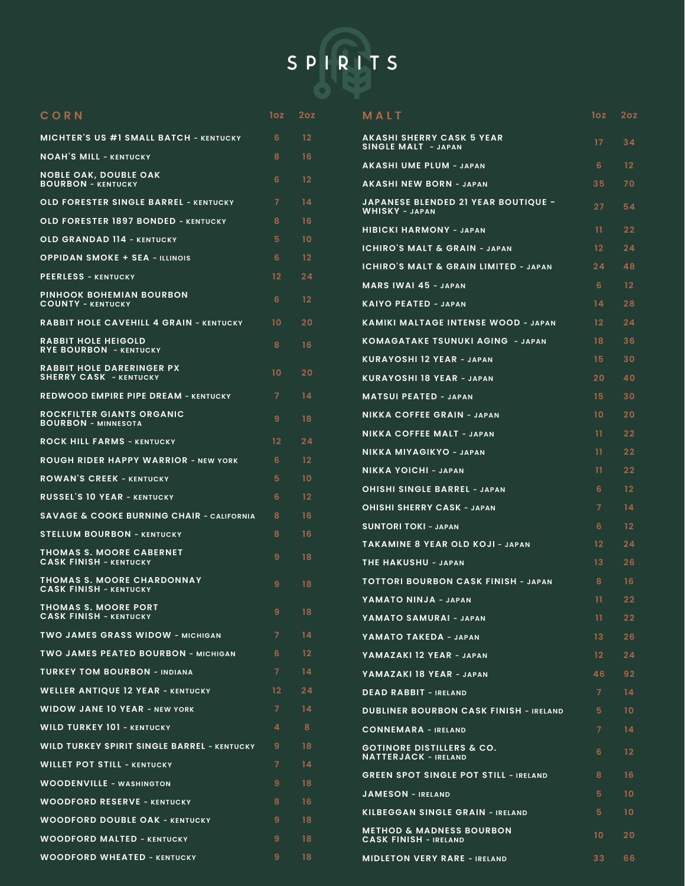# SPIRITS

## CORN

| CORN | 1oz | 2oz |
|---|---|---|
| MICHTER'S US #1 SMALL BATCH - KENTUCKY | 6 | 12 |
| NOAH'S MILL - KENTUCKY | 8 | 16 |
| NOBLE OAK, DOUBLE OAK BOURBON - KENTUCKY | 6 | 12 |
| OLD FORESTER SINGLE BARREL - KENTUCKY | 7 | 14 |
| OLD FORESTER 1897 BONDED - KENTUCKY | 8 | 16 |
| OLD GRANDAD 114 - KENTUCKY | 5 | 10 |
| OPPIDAN SMOKE + SEA - ILLINOIS | 6 | 12 |
| PEERLESS - KENTUCKY | 12 | 24 |
| PINHOOK BOHEMIAN BOURBON COUNTY - KENTUCKY | 6 | 12 |
| RABBIT HOLE CAVEHILL 4 GRAIN - KENTUCKY | 10 | 20 |
| RABBIT HOLE HEIGOLD RYE BOURBON - KENTUCKY | 8 | 16 |
| RABBIT HOLE DARERINGER PX SHERRY CASK - KENTUCKY | 10 | 20 |
| REDWOOD EMPIRE PIPE DREAM - KENTUCKY | 7 | 14 |
| ROCKFILTER GIANTS ORGANIC BOURBON - MINNESOTA | 9 | 18 |
| ROCK HILL FARMS - KENTUCKY | 12 | 24 |
| ROUGH RIDER HAPPY WARRIOR - NEW YORK | 6 | 12 |
| ROWAN'S CREEK - KENTUCKY | 5 | 10 |
| RUSSEL'S 10 YEAR - KENTUCKY | 6 | 12 |
| SAVAGE & COOKE BURNING CHAIR - CALIFORNIA | 8 | 16 |
| STELLUM BOURBON - KENTUCKY | 8 | 16 |
| THOMAS S. MOORE CABERNET CASK FINISH - KENTUCKY | 9 | 18 |
| THOMAS S. MOORE CHARDONNAY CASK FINISH - KENTUCKY | 9 | 18 |
| THOMAS S. MOORE PORT CASK FINISH - KENTUCKY | 9 | 18 |
| TWO JAMES GRASS WIDOW - MICHIGAN | 7 | 14 |
| TWO JAMES PEATED BOURBON - MICHIGAN | 6 | 12 |
| TURKEY TOM BOURBON - INDIANA | 7 | 14 |
| WELLER ANTIQUE 12 YEAR - KENTUCKY | 12 | 24 |
| WIDOW JANE 10 YEAR - NEW YORK | 7 | 14 |
| WILD TURKEY 101 - KENTUCKY | 4 | 8 |
| WILD TURKEY SPIRIT SINGLE BARREL - KENTUCKY | 9 | 18 |
| WILLET POT STILL - KENTUCKY | 7 | 14 |
| WOODENVILLE - WASHINGTON | 9 | 18 |
| WOODFORD RESERVE - KENTUCKY | 8 | 16 |
| WOODFORD DOUBLE OAK - KENTUCKY | 9 | 18 |
| WOODFORD MALTED - KENTUCKY | 9 | 18 |
| WOODFORD WHEATED - KENTUCKY | 9 | 18 |

## MALT

| MALT | 1oz | 2oz |
|---|---|---|
| AKASHI SHERRY CASK 5 YEAR SINGLE MALT - JAPAN | 17 | 34 |
| AKASHI UME PLUM - JAPAN | 6 | 12 |
| AKASHI NEW BORN - JAPAN | 35 | 70 |
| JAPANESE BLENDED 21 YEAR BOUTIQUE - WHISKY - JAPAN | 27 | 54 |
| HIBICKI HARMONY - JAPAN | 11 | 22 |
| ICHIRO'S MALT & GRAIN - JAPAN | 12 | 24 |
| ICHIRO'S MALT & GRAIN LIMITED - JAPAN | 24 | 48 |
| MARS IWAI 45 - JAPAN | 6 | 12 |
| KAIYO PEATED - JAPAN | 14 | 28 |
| KAMIKI MALTAGE INTENSE WOOD - JAPAN | 12 | 24 |
| KOMAGATAKE TSUNUKI AGING - JAPAN | 18 | 36 |
| KURAYOSHI 12 YEAR - JAPAN | 15 | 30 |
| KURAYOSHI 18 YEAR - JAPAN | 20 | 40 |
| MATSUI PEATED - JAPAN | 15 | 30 |
| NIKKA COFFEE GRAIN - JAPAN | 10 | 20 |
| NIKKA COFFEE MALT - JAPAN | 11 | 22 |
| NIKKA MIYAGIKYO - JAPAN | 11 | 22 |
| NIKKA YOICHI - JAPAN | 11 | 22 |
| OHISHI SINGLE BARREL - JAPAN | 6 | 12 |
| OHISHI SHERRY CASK - JAPAN | 7 | 14 |
| SUNTORI TOKI - JAPAN | 6 | 12 |
| TAKAMINE 8 YEAR OLD KOJI - JAPAN | 12 | 24 |
| THE HAKUSHU - JAPAN | 13 | 26 |
| TOTTORI BOURBON CASK FINISH - JAPAN | 8 | 16 |
| YAMATO NINJA - JAPAN | 11 | 22 |
| YAMATO SAMURAI - JAPAN | 11 | 22 |
| YAMATO TAKEDA - JAPAN | 13 | 26 |
| YAMAZAKI 12 YEAR - JAPAN | 12 | 24 |
| YAMAZAKI 18 YEAR - JAPAN | 46 | 92 |
| DEAD RABBIT - IRELAND | 7 | 14 |
| DUBLINER BOURBON CASK FINISH - IRELAND | 5 | 10 |
| CONNEMARA - IRELAND | 7 | 14 |
| GOTINORE DISTILLERS & CO. NATTERJACK - IRELAND | 6 | 12 |
| GREEN SPOT SINGLE POT STILL - IRELAND | 8 | 16 |
| JAMESON - IRELAND | 5 | 10 |
| KILBEGGAN SINGLE GRAIN - IRELAND | 5 | 10 |
| METHOD & MADNESS BOURBON CASK FINISH - IRELAND | 10 | 20 |
| MIDLETON VERY RARE - IRELAND | 33 | 66 |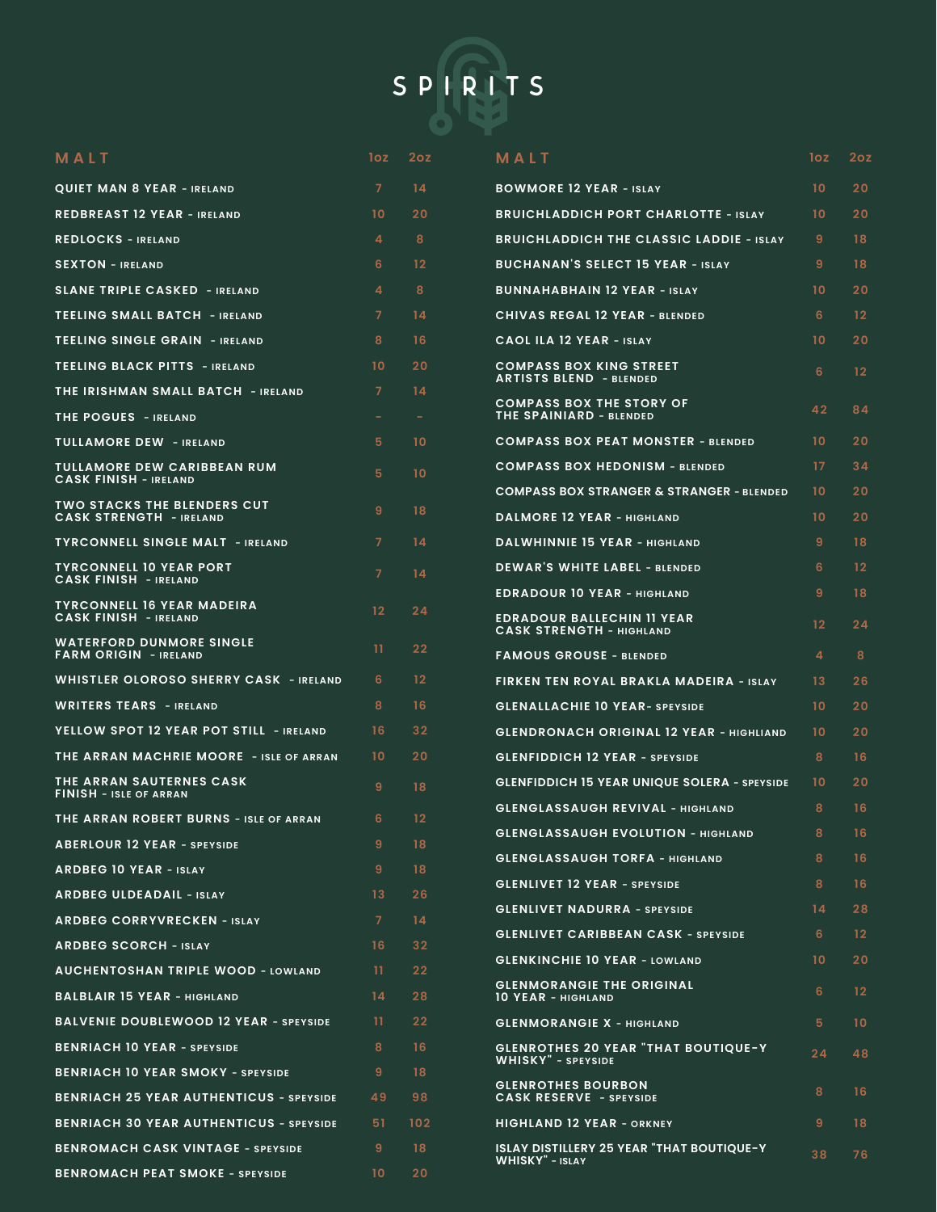# SPIRITS

| MALT | 1oz | 2oz |
|---|---|---|
| QUIET MAN 8 YEAR - IRELAND | 7 | 14 |
| REDBREAST 12 YEAR - IRELAND | 10 | 20 |
| REDLOCKS - IRELAND | 4 | 8 |
| SEXTON - IRELAND | 6 | 12 |
| SLANE TRIPLE CASKED - IRELAND | 4 | 8 |
| TEELING SMALL BATCH - IRELAND | 7 | 14 |
| TEELING SINGLE GRAIN - IRELAND | 8 | 16 |
| TEELING BLACK PITTS - IRELAND | 10 | 20 |
| THE IRISHMAN SMALL BATCH - IRELAND | 7 | 14 |
| THE POGUES - IRELAND | - | - |
| TULLAMORE DEW - IRELAND | 5 | 10 |
| TULLAMORE DEW CARIBBEAN RUM CASK FINISH - IRELAND | 5 | 10 |
| TWO STACKS THE BLENDERS CUT CASK STRENGTH - IRELAND | 9 | 18 |
| TYRCONNELL SINGLE MALT - IRELAND | 7 | 14 |
| TYRCONNELL 10 YEAR PORT CASK FINISH - IRELAND | 7 | 14 |
| TYRCONNELL 16 YEAR MADEIRA CASK FINISH - IRELAND | 12 | 24 |
| WATERFORD DUNMORE SINGLE FARM ORIGIN - IRELAND | 11 | 22 |
| WHISTLER OLOROSO SHERRY CASK - IRELAND | 6 | 12 |
| WRITERS TEARS - IRELAND | 8 | 16 |
| YELLOW SPOT 12 YEAR POT STILL - IRELAND | 16 | 32 |
| THE ARRAN MACHRIE MOORE - ISLE OF ARRAN | 10 | 20 |
| THE ARRAN SAUTERNES CASK FINISH - ISLE OF ARRAN | 9 | 18 |
| THE ARRAN ROBERT BURNS - ISLE OF ARRAN | 6 | 12 |
| ABERLOUR 12 YEAR - SPEYSIDE | 9 | 18 |
| ARDBEG 10 YEAR - ISLAY | 9 | 18 |
| ARDBEG ULDEADAIL - ISLAY | 13 | 26 |
| ARDBEG CORRYVRECKEN - ISLAY | 7 | 14 |
| ARDBEG SCORCH - ISLAY | 16 | 32 |
| AUCHENTOSHAN TRIPLE WOOD - LOWLAND | 11 | 22 |
| BALBLAIR 15 YEAR - HIGHLAND | 14 | 28 |
| BALVENIE DOUBLEWOOD 12 YEAR - SPEYSIDE | 11 | 22 |
| BENRIACH 10 YEAR - SPEYSIDE | 8 | 16 |
| BENRIACH 10 YEAR SMOKY - SPEYSIDE | 9 | 18 |
| BENRIACH 25 YEAR AUTHENTICUS - SPEYSIDE | 49 | 98 |
| BENRIACH 30 YEAR AUTHENTICUS - SPEYSIDE | 51 | 102 |
| BENROMACH CASK VINTAGE - SPEYSIDE | 9 | 18 |
| BENROMACH PEAT SMOKE - SPEYSIDE | 10 | 20 |

| MALT | 1oz | 2oz |
|---|---|---|
| BOWMORE 12 YEAR - ISLAY | 10 | 20 |
| BRUICHLADDICH PORT CHARLOTTE - ISLAY | 10 | 20 |
| BRUICHLADDICH THE CLASSIC LADDIE - ISLAY | 9 | 18 |
| BUCHANAN'S SELECT 15 YEAR - ISLAY | 9 | 18 |
| BUNNAHABHAIN 12 YEAR - ISLAY | 10 | 20 |
| CHIVAS REGAL 12 YEAR - BLENDED | 6 | 12 |
| CAOL ILA 12 YEAR - ISLAY | 10 | 20 |
| COMPASS BOX KING STREET ARTISTS BLEND - BLENDED | 6 | 12 |
| COMPASS BOX THE STORY OF THE SPAINIARD - BLENDED | 42 | 84 |
| COMPASS BOX PEAT MONSTER - BLENDED | 10 | 20 |
| COMPASS BOX HEDONISM - BLENDED | 17 | 34 |
| COMPASS BOX STRANGER & STRANGER - BLENDED | 10 | 20 |
| DALMORE 12 YEAR - HIGHLAND | 10 | 20 |
| DALWHINNIE 15 YEAR - HIGHLAND | 9 | 18 |
| DEWAR'S WHITE LABEL - BLENDED | 6 | 12 |
| EDRADOUR 10 YEAR - HIGHLAND | 9 | 18 |
| EDRADOUR BALLECHIN 11 YEAR CASK STRENGTH - HIGHLAND | 12 | 24 |
| FAMOUS GROUSE - BLENDED | 4 | 8 |
| FIRKEN TEN ROYAL BRAKLA MADEIRA - ISLAY | 13 | 26 |
| GLENALLACHIE 10 YEAR- SPEYSIDE | 10 | 20 |
| GLENDRONACH ORIGINAL 12 YEAR - HIGHLIAND | 10 | 20 |
| GLENFIDDICH 12 YEAR - SPEYSIDE | 8 | 16 |
| GLENFIDDICH 15 YEAR UNIQUE SOLERA - SPEYSIDE | 10 | 20 |
| GLENGLASSAUGH REVIVAL - HIGHLAND | 8 | 16 |
| GLENGLASSAUGH EVOLUTION - HIGHLAND | 8 | 16 |
| GLENGLASSAUGH TORFA - HIGHLAND | 8 | 16 |
| GLENLIVET 12 YEAR - SPEYSIDE | 8 | 16 |
| GLENLIVET NADURRA - SPEYSIDE | 14 | 28 |
| GLENLIVET CARIBBEAN CASK - SPEYSIDE | 6 | 12 |
| GLENKINCHIE 10 YEAR - LOWLAND | 10 | 20 |
| GLENMORANGIE THE ORIGINAL 10 YEAR - HIGHLAND | 6 | 12 |
| GLENMORANGIE X - HIGHLAND | 5 | 10 |
| GLENROTHES 20 YEAR "THAT BOUTIQUE-Y WHISKY" - SPEYSIDE | 24 | 48 |
| GLENROTHES BOURBON CASK RESERVE - SPEYSIDE | 8 | 16 |
| HIGHLAND 12 YEAR - ORKNEY | 9 | 18 |
| ISLAY DISTILLERY 25 YEAR "THAT BOUTIQUE-Y WHISKY" - ISLAY | 38 | 76 |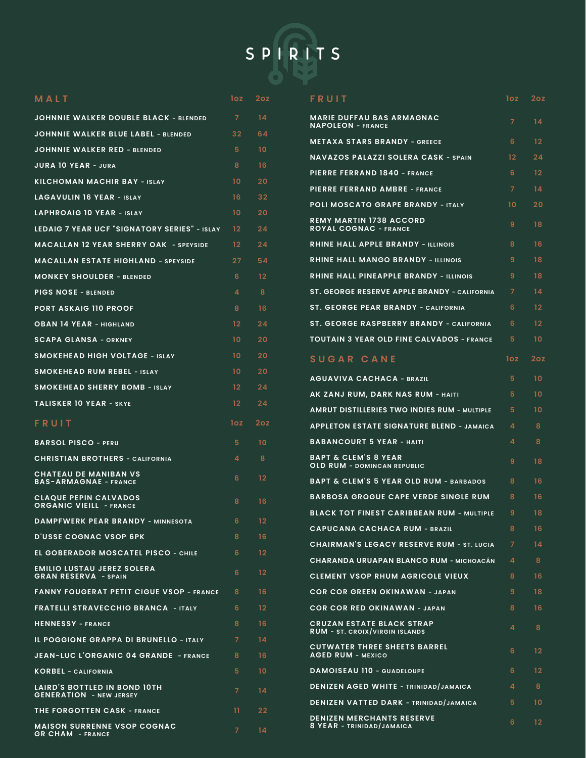# SPIRITS

## MALT

| MALT | 1oz | 2oz |
| --- | --- | --- |
| JOHNNIE WALKER DOUBLE BLACK - BLENDED | 7 | 14 |
| JOHNNIE WALKER BLUE LABEL - BLENDED | 32 | 64 |
| JOHNNIE WALKER RED - BLENDED | 5 | 10 |
| JURA 10 YEAR - JURA | 8 | 16 |
| KILCHOMAN MACHIR BAY - ISLAY | 10 | 20 |
| LAGAVULIN 16 YEAR - ISLAY | 16 | 32 |
| LAPHROAIG 10 YEAR - ISLAY | 10 | 20 |
| LEDAIG 7 YEAR UCF "SIGNATORY SERIES" - ISLAY | 12 | 24 |
| MACALLAN 12 YEAR SHERRY OAK - SPEYSIDE | 12 | 24 |
| MACALLAN ESTATE HIGHLAND - SPEYSIDE | 27 | 54 |
| MONKEY SHOULDER - BLENDED | 6 | 12 |
| PIGS NOSE - BLENDED | 4 | 8 |
| PORT ASKAIG 110 PROOF | 8 | 16 |
| OBAN 14 YEAR - HIGHLAND | 12 | 24 |
| SCAPA GLANSA - ORKNEY | 10 | 20 |
| SMOKEHEAD HIGH VOLTAGE - ISLAY | 10 | 20 |
| SMOKEHEAD RUM REBEL - ISLAY | 10 | 20 |
| SMOKEHEAD SHERRY BOMB - ISLAY | 12 | 24 |
| TALISKER 10 YEAR - SKYE | 12 | 24 |

## FRUIT

| FRUIT | 1oz | 2oz |
| --- | --- | --- |
| BARSOL PISCO - PERU | 5 | 10 |
| CHRISTIAN BROTHERS - CALIFORNIA | 4 | 8 |
| CHATEAU DE MANIBAN VS BAS-ARMAGNAE - FRANCE | 6 | 12 |
| CLAQUE PEPIN CALVADOS ORGANIC VIEILL - FRANCE | 8 | 16 |
| DAMPFWERK PEAR BRANDY - MINNESOTA | 6 | 12 |
| D'USSE COGNAC VSOP 6PK | 8 | 16 |
| EL GOBERADOR MOSCATEL PISCO - CHILE | 6 | 12 |
| EMILIO LUSTAU JEREZ SOLERA GRAN RESERVA - SPAIN | 6 | 12 |
| FANNY FOUGERAT PETIT CIGUE VSOP - FRANCE | 8 | 16 |
| FRATELLI STRAVECCHIO BRANCA - ITALY | 6 | 12 |
| HENNESSY - FRANCE | 8 | 16 |
| IL POGGIONE GRAPPA DI BRUNELLO - ITALY | 7 | 14 |
| JEAN-LUC L'ORGANIC 04 GRANDE - FRANCE | 8 | 16 |
| KORBEL - CALIFORNIA | 5 | 10 |
| LAIRD'S BOTTLED IN BOND 10TH GENERATION - NEW JERSEY | 7 | 14 |
| THE FORGOTTEN CASK - FRANCE | 11 | 22 |
| MAISON SURRENNE VSOP COGNAC GR CHAM - FRANCE | 7 | 14 |
| MARIE DUFFAU BAS ARMAGNAC NAPOLEON - FRANCE | 7 | 14 |
| METAXA STARS BRANDY - GREECE | 6 | 12 |
| NAVAZOS PALAZZI SOLERA CASK - SPAIN | 12 | 24 |
| PIERRE FERRAND 1840 - FRANCE | 6 | 12 |
| PIERRE FERRAND AMBRE - FRANCE | 7 | 14 |
| POLI MOSCATO GRAPE BRANDY - ITALY | 10 | 20 |
| REMY MARTIN 1738 ACCORD ROYAL COGNAC - FRANCE | 9 | 18 |
| RHINE HALL APPLE BRANDY - ILLINOIS | 8 | 16 |
| RHINE HALL MANGO BRANDY - ILLINOIS | 9 | 18 |
| RHINE HALL PINEAPPLE BRANDY - ILLINOIS | 9 | 18 |
| ST. GEORGE RESERVE APPLE BRANDY - CALIFORNIA | 7 | 14 |
| ST. GEORGE PEAR BRANDY - CALIFORNIA | 6 | 12 |
| ST. GEORGE RASPBERRY BRANDY - CALIFORNIA | 6 | 12 |
| TOUTAIN 3 YEAR OLD FINE CALVADOS - FRANCE | 5 | 10 |

## SUGAR CANE

| SUGAR CANE | 1oz | 2oz |
| --- | --- | --- |
| AGUAVIVA CACHACA - BRAZIL | 5 | 10 |
| AK ZANJ RUM, DARK NAS RUM - HAITI | 5 | 10 |
| AMRUT DISTILLERIES TWO INDIES RUM - MULTIPLE | 5 | 10 |
| APPLETON ESTATE SIGNATURE BLEND - JAMAICA | 4 | 8 |
| BABANCOURT 5 YEAR - HAITI | 4 | 8 |
| BAPT & CLEM'S 8 YEAR OLD RUM - DOMINCAN REPUBLIC | 9 | 18 |
| BAPT & CLEM'S 5 YEAR OLD RUM - BARBADOS | 8 | 16 |
| BARBOSA GROGUE CAPE VERDE SINGLE RUM | 8 | 16 |
| BLACK TOT FINEST CARIBBEAN RUM - MULTIPLE | 9 | 18 |
| CAPUCANA CACHACA RUM - BRAZIL | 8 | 16 |
| CHAIRMAN'S LEGACY RESERVE RUM - ST. LUCIA | 7 | 14 |
| CHARANDA URUAPAN BLANCO RUM - MICHOACÁN | 4 | 8 |
| CLEMENT VSOP RHUM AGRICOLE VIEUX | 8 | 16 |
| COR COR GREEN OKINAWAN - JAPAN | 9 | 18 |
| COR COR RED OKINAWAN - JAPAN | 8 | 16 |
| CRUZAN ESTATE BLACK STRAP RUM - ST. CROIX/VIRGIN ISLANDS | 4 | 8 |
| CUTWATER THREE SHEETS BARREL AGED RUM - MEXICO | 6 | 12 |
| DAMOISEAU 110 - GUADELOUPE | 6 | 12 |
| DENIZEN AGED WHITE - TRINIDAD/JAMAICA | 4 | 8 |
| DENIZEN VATTED DARK - TRINIDAD/JAMAICA | 5 | 10 |
| DENIZEN MERCHANTS RESERVE 8 YEAR - TRINIDAD/JAMAICA | 6 | 12 |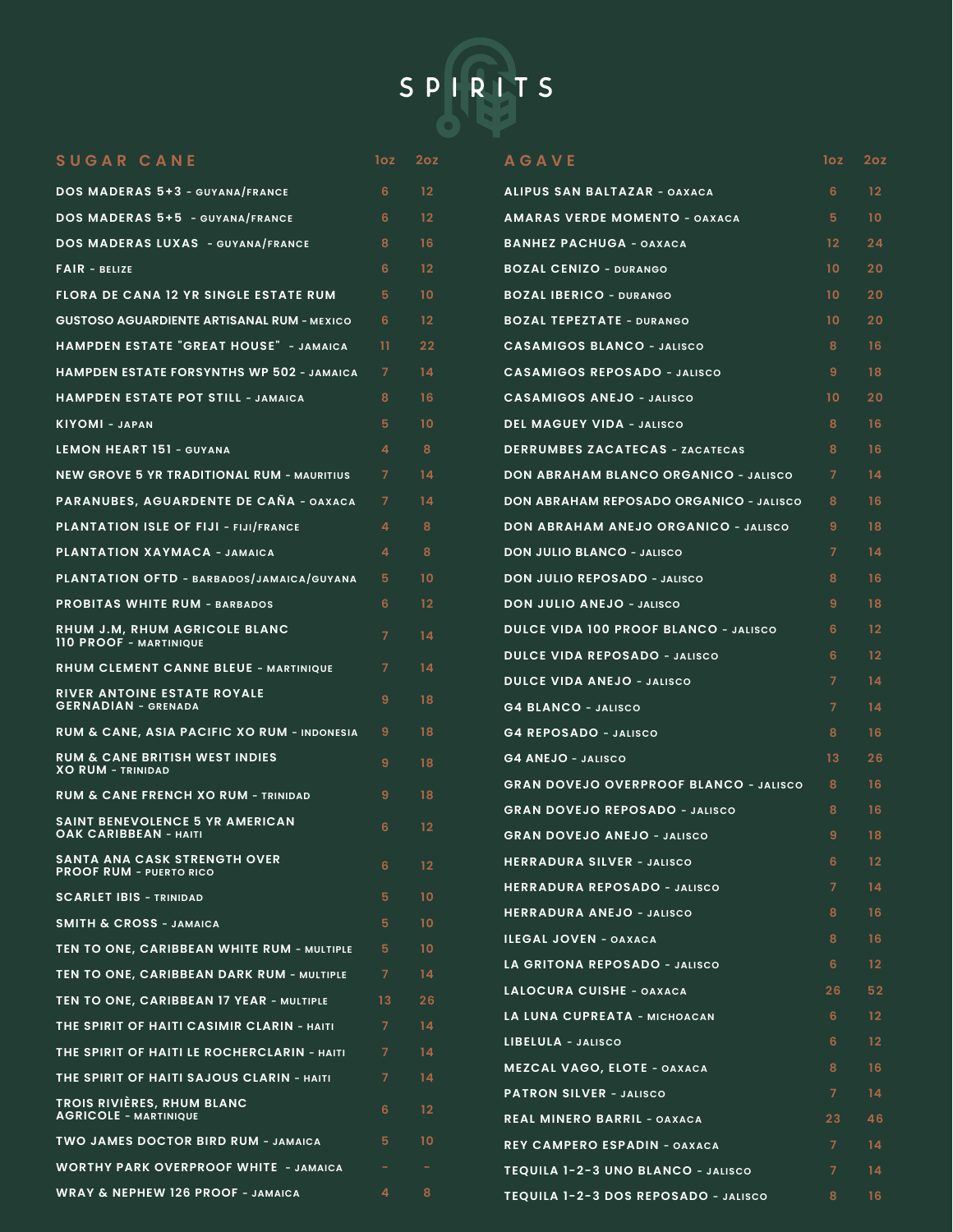# SPIRITS

## SUGAR CANE

| SUGAR CANE | 1oz | 2oz |
|---|---|---|
| DOS MADERAS 5+3 - GUYANA/FRANCE | 6 | 12 |
| DOS MADERAS 5+5 - GUYANA/FRANCE | 6 | 12 |
| DOS MADERAS LUXAS - GUYANA/FRANCE | 8 | 16 |
| FAIR - BELIZE | 6 | 12 |
| FLORA DE CANA 12 YR SINGLE ESTATE RUM | 5 | 10 |
| GUSTOSO AGUARDIENTE ARTISANAL RUM - MEXICO | 6 | 12 |
| HAMPDEN ESTATE "GREAT HOUSE" - JAMAICA | 11 | 22 |
| HAMPDEN ESTATE FORSYNTHS WP 502 - JAMAICA | 7 | 14 |
| HAMPDEN ESTATE POT STILL - JAMAICA | 8 | 16 |
| KIYOMI - JAPAN | 5 | 10 |
| LEMON HEART 151 - GUYANA | 4 | 8 |
| NEW GROVE 5 YR TRADITIONAL RUM - MAURITIUS | 7 | 14 |
| PARANUBES, AGUARDENTE DE CAÑA - OAXACA | 7 | 14 |
| PLANTATION ISLE OF FIJI - FIJI/FRANCE | 4 | 8 |
| PLANTATION XAYMACA - JAMAICA | 4 | 8 |
| PLANTATION OFTD - BARBADOS/JAMAICA/GUYANA | 5 | 10 |
| PROBITAS WHITE RUM - BARBADOS | 6 | 12 |
| RHUM J.M, RHUM AGRICOLE BLANC 110 PROOF - MARTINIQUE | 7 | 14 |
| RHUM CLEMENT CANNE BLEUE - MARTINIQUE | 7 | 14 |
| RIVER ANTOINE ESTATE ROYALE GERNADIAN - GRENADA | 9 | 18 |
| RUM & CANE, ASIA PACIFIC XO RUM - INDONESIA | 9 | 18 |
| RUM & CANE BRITISH WEST INDIES XO RUM - TRINIDAD | 9 | 18 |
| RUM & CANE FRENCH XO RUM - TRINIDAD | 9 | 18 |
| SAINT BENEVOLENCE 5 YR AMERICAN OAK CARIBBEAN - HAITI | 6 | 12 |
| SANTA ANA CASK STRENGTH OVER PROOF RUM - PUERTO RICO | 6 | 12 |
| SCARLET IBIS - TRINIDAD | 5 | 10 |
| SMITH & CROSS - JAMAICA | 5 | 10 |
| TEN TO ONE, CARIBBEAN WHITE RUM - MULTIPLE | 5 | 10 |
| TEN TO ONE, CARIBBEAN DARK RUM - MULTIPLE | 7 | 14 |
| TEN TO ONE, CARIBBEAN 17 YEAR - MULTIPLE | 13 | 26 |
| THE SPIRIT OF HAITI CASIMIR CLARIN - HAITI | 7 | 14 |
| THE SPIRIT OF HAITI LE ROCHERCLARIN - HAITI | 7 | 14 |
| THE SPIRIT OF HAITI SAJOUS CLARIN - HAITI | 7 | 14 |
| TROIS RIVIÈRES, RHUM BLANC AGRICOLE - MARTINIQUE | 6 | 12 |
| TWO JAMES DOCTOR BIRD RUM - JAMAICA | 5 | 10 |
| WORTHY PARK OVERPROOF WHITE - JAMAICA | - | - |
| WRAY & NEPHEW 126 PROOF - JAMAICA | 4 | 8 |

## AGAVE

| AGAVE | 1oz | 2oz |
|---|---|---|
| ALIPUS SAN BALTAZAR - OAXACA | 6 | 12 |
| AMARAS VERDE MOMENTO - OAXACA | 5 | 10 |
| BANHEZ PACHUGA - OAXACA | 12 | 24 |
| BOZAL CENIZO - DURANGO | 10 | 20 |
| BOZAL IBERICO - DURANGO | 10 | 20 |
| BOZAL TEPEZTATE - DURANGO | 10 | 20 |
| CASAMIGOS BLANCO - JALISCO | 8 | 16 |
| CASAMIGOS REPOSADO - JALISCO | 9 | 18 |
| CASAMIGOS ANEJO - JALISCO | 10 | 20 |
| DEL MAGUEY VIDA - JALISCO | 8 | 16 |
| DERRUMBES ZACATECAS - ZACATECAS | 8 | 16 |
| DON ABRAHAM BLANCO ORGANICO - JALISCO | 7 | 14 |
| DON ABRAHAM REPOSADO ORGANICO - JALISCO | 8 | 16 |
| DON ABRAHAM ANEJO ORGANICO - JALISCO | 9 | 18 |
| DON JULIO BLANCO - JALISCO | 7 | 14 |
| DON JULIO REPOSADO - JALISCO | 8 | 16 |
| DON JULIO ANEJO - JALISCO | 9 | 18 |
| DULCE VIDA 100 PROOF BLANCO - JALISCO | 6 | 12 |
| DULCE VIDA REPOSADO - JALISCO | 6 | 12 |
| DULCE VIDA ANEJO - JALISCO | 7 | 14 |
| G4 BLANCO - JALISCO | 7 | 14 |
| G4 REPOSADO - JALISCO | 8 | 16 |
| G4 ANEJO - JALISCO | 13 | 26 |
| GRAN DOVEJO OVERPROOF BLANCO - JALISCO | 8 | 16 |
| GRAN DOVEJO REPOSADO - JALISCO | 8 | 16 |
| GRAN DOVEJO ANEJO - JALISCO | 9 | 18 |
| HERRADURA SILVER - JALISCO | 6 | 12 |
| HERRADURA REPOSADO - JALISCO | 7 | 14 |
| HERRADURA ANEJO - JALISCO | 8 | 16 |
| ILEGAL JOVEN - OAXACA | 8 | 16 |
| LA GRITONA REPOSADO - JALISCO | 6 | 12 |
| LALOCURA CUISHE - OAXACA | 26 | 52 |
| LA LUNA CUPREATA - MICHOACAN | 6 | 12 |
| LIBELULA - JALISCO | 6 | 12 |
| MEZCAL VAGO, ELOTE - OAXACA | 8 | 16 |
| PATRON SILVER - JALISCO | 7 | 14 |
| REAL MINERO BARRIL - OAXACA | 23 | 46 |
| REY CAMPERO ESPADIN - OAXACA | 7 | 14 |
| TEQUILA 1-2-3 UNO BLANCO - JALISCO | 7 | 14 |
| TEQUILA 1-2-3 DOS REPOSADO - JALISCO | 8 | 16 |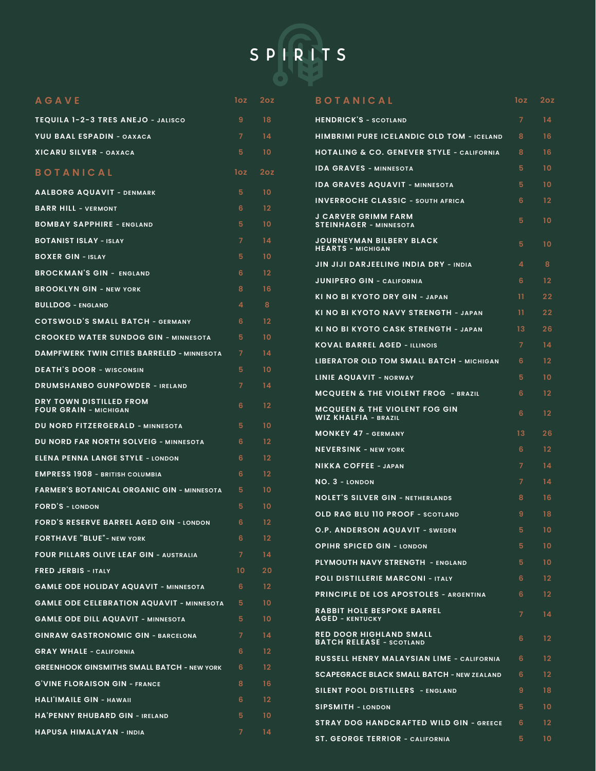# SPIRITS

## AGAVE

| AGAVE | 1oz | 2oz |
|---|---|---|
| TEQUILA 1-2-3 TRES ANEJO - JALISCO | 9 | 18 |
| YUU BAAL ESPADIN - OAXACA | 7 | 14 |
| XICARU SILVER - OAXACA | 5 | 10 |

## BOTANICAL

| BOTANICAL | 1oz | 2oz |
|---|---|---|
| AALBORG AQUAVIT - DENMARK | 5 | 10 |
| BARR HILL - VERMONT | 6 | 12 |
| BOMBAY SAPPHIRE - ENGLAND | 5 | 10 |
| BOTANIST ISLAY - ISLAY | 7 | 14 |
| BOXER GIN - ISLAY | 5 | 10 |
| BROCKMAN'S GIN - ENGLAND | 6 | 12 |
| BROOKLYN GIN - NEW YORK | 8 | 16 |
| BULLDOG - ENGLAND | 4 | 8 |
| COTSWOLD'S SMALL BATCH - GERMANY | 6 | 12 |
| CROOKED WATER SUNDOG GIN - MINNESOTA | 5 | 10 |
| DAMPFWERK TWIN CITIES BARRELED - MINNESOTA | 7 | 14 |
| DEATH'S DOOR - WISCONSIN | 5 | 10 |
| DRUMSHANBO GUNPOWDER - IRELAND | 7 | 14 |
| DRY TOWN DISTILLED FROM FOUR GRAIN - MICHIGAN | 6 | 12 |
| DU NORD FITZERGERALD - MINNESOTA | 5 | 10 |
| DU NORD FAR NORTH SOLVEIG - MINNESOTA | 6 | 12 |
| ELENA PENNA LANGE STYLE - LONDON | 6 | 12 |
| EMPRESS 1908 - BRITISH COLUMBIA | 6 | 12 |
| FARMER'S BOTANICAL ORGANIC GIN - MINNESOTA | 5 | 10 |
| FORD'S - LONDON | 5 | 10 |
| FORD'S RESERVE BARREL AGED GIN - LONDON | 6 | 12 |
| FORTHAVE "BLUE"- NEW YORK | 6 | 12 |
| FOUR PILLARS OLIVE LEAF GIN - AUSTRALIA | 7 | 14 |
| FRED JERBIS - ITALY | 10 | 20 |
| GAMLE ODE HOLIDAY AQUAVIT - MINNESOTA | 6 | 12 |
| GAMLE ODE CELEBRATION AQUAVIT - MINNESOTA | 5 | 10 |
| GAMLE ODE DILL AQUAVIT - MINNESOTA | 5 | 10 |
| GINRAW GASTRONOMIC GIN - BARCELONA | 7 | 14 |
| GRAY WHALE - CALIFORNIA | 6 | 12 |
| GREENHOOK GINSMITHS SMALL BATCH - NEW YORK | 6 | 12 |
| G'VINE FLORAISON GIN - FRANCE | 8 | 16 |
| HALI'IMAILE GIN - HAWAII | 6 | 12 |
| HA'PENNY RHUBARD GIN - IRELAND | 5 | 10 |
| HAPUSA HIMALAYAN - INDIA | 7 | 14 |
| HENDRICK'S - SCOTLAND | 7 | 14 |
| HIMBRIMI PURE ICELANDIC OLD TOM - ICELAND | 8 | 16 |
| HOTALING & CO. GENEVER STYLE - CALIFORNIA | 8 | 16 |
| IDA GRAVES - MINNESOTA | 5 | 10 |
| IDA GRAVES AQUAVIT - MINNESOTA | 5 | 10 |
| INVERROCHE CLASSIC - SOUTH AFRICA | 6 | 12 |
| J CARVER GRIMM FARM STEINHAGER - MINNESOTA | 5 | 10 |
| JOURNEYMAN BILBERY BLACK HEARTS - MICHIGAN | 5 | 10 |
| JIN JIJI DARJEELING INDIA DRY - INDIA | 4 | 8 |
| JUNIPERO GIN - CALIFORNIA | 6 | 12 |
| KI NO BI KYOTO DRY GIN - JAPAN | 11 | 22 |
| KI NO BI KYOTO NAVY STRENGTH - JAPAN | 11 | 22 |
| KI NO BI KYOTO CASK STRENGTH - JAPAN | 13 | 26 |
| KOVAL BARREL AGED - ILLINOIS | 7 | 14 |
| LIBERATOR OLD TOM SMALL BATCH - MICHIGAN | 6 | 12 |
| LINIE AQUAVIT - NORWAY | 5 | 10 |
| MCQUEEN & THE VIOLENT FROG - BRAZIL | 6 | 12 |
| MCQUEEN & THE VIOLENT FOG GIN WIZ KHALFIA - BRAZIL | 6 | 12 |
| MONKEY 47 - GERMANY | 13 | 26 |
| NEVERSINK - NEW YORK | 6 | 12 |
| NIKKA COFFEE - JAPAN | 7 | 14 |
| NO. 3 - LONDON | 7 | 14 |
| NOLET'S SILVER GIN - NETHERLANDS | 8 | 16 |
| OLD RAG BLU 110 PROOF - SCOTLAND | 9 | 18 |
| O.P. ANDERSON AQUAVIT - SWEDEN | 5 | 10 |
| OPIHR SPICED GIN - LONDON | 5 | 10 |
| PLYMOUTH NAVY STRENGTH - ENGLAND | 5 | 10 |
| POLI DISTILLERIE MARCONI - ITALY | 6 | 12 |
| PRINCIPLE DE LOS APOSTOLES - ARGENTINA | 6 | 12 |
| RABBIT HOLE BESPOKE BARREL AGED - KENTUCKY | 7 | 14 |
| RED DOOR HIGHLAND SMALL BATCH RELEASE - SCOTLAND | 6 | 12 |
| RUSSELL HENRY MALAYSIAN LIME - CALIFORNIA | 6 | 12 |
| SCAPEGRACE BLACK SMALL BATCH - NEW ZEALAND | 6 | 12 |
| SILENT POOL DISTILLERS - ENGLAND | 9 | 18 |
| SIPSMITH - LONDON | 5 | 10 |
| STRAY DOG HANDCRAFTED WILD GIN - GREECE | 6 | 12 |
| ST. GEORGE TERRIOR - CALIFORNIA | 5 | 10 |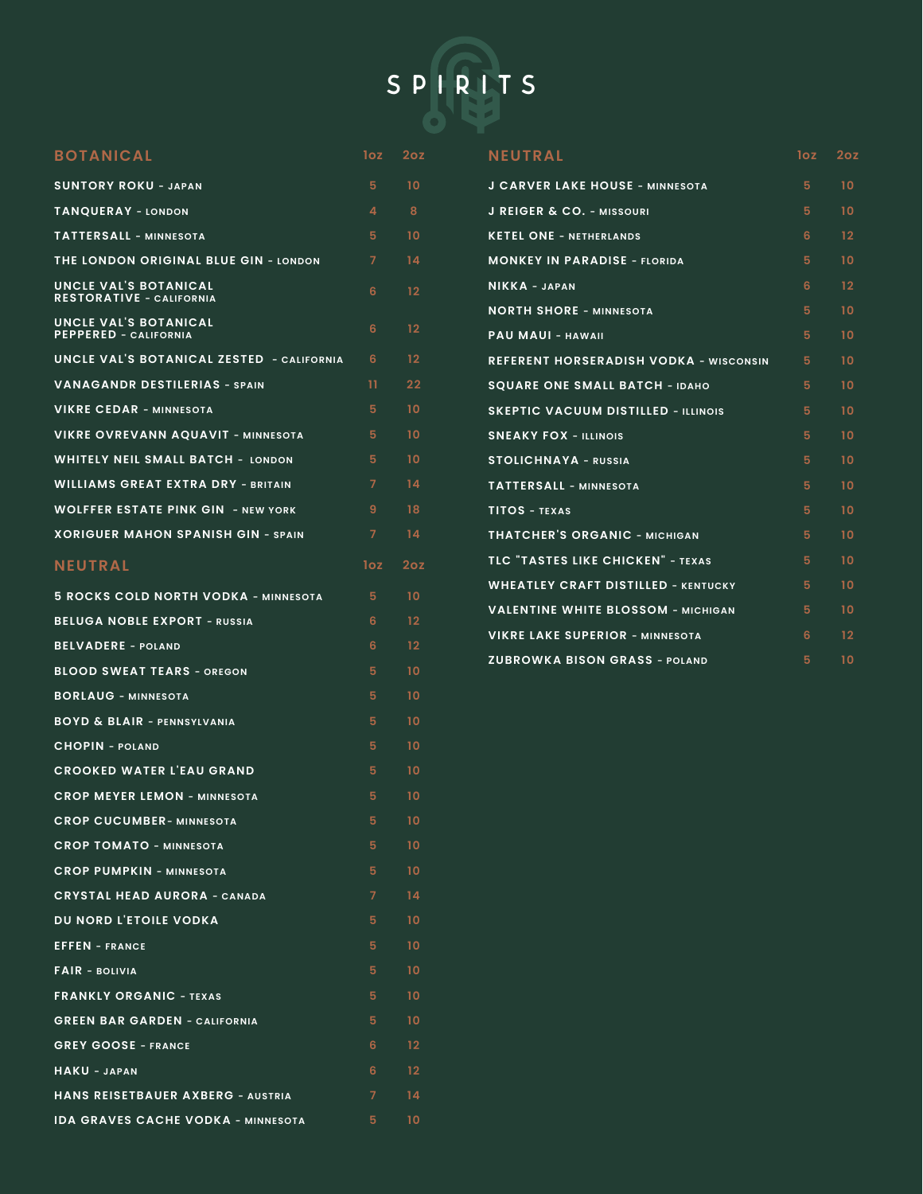# SPIRITS

## BOTANICAL

| BOTANICAL | 1oz | 2oz |
|---|---|---|
| SUNTORY ROKU - JAPAN | 5 | 10 |
| TANQUERAY - LONDON | 4 | 8 |
| TATTERSALL - MINNESOTA | 5 | 10 |
| THE LONDON ORIGINAL BLUE GIN - LONDON | 7 | 14 |
| UNCLE VAL'S BOTANICAL RESTORATIVE - CALIFORNIA | 6 | 12 |
| UNCLE VAL'S BOTANICAL PEPPERED - CALIFORNIA | 6 | 12 |
| UNCLE VAL'S BOTANICAL ZESTED - CALIFORNIA | 6 | 12 |
| VANAGANDR DESTILERIAS - SPAIN | 11 | 22 |
| VIKRE CEDAR - MINNESOTA | 5 | 10 |
| VIKRE OVREVANN AQUAVIT - MINNESOTA | 5 | 10 |
| WHITELY NEIL SMALL BATCH - LONDON | 5 | 10 |
| WILLIAMS GREAT EXTRA DRY - BRITAIN | 7 | 14 |
| WOLFFER ESTATE PINK GIN - NEW YORK | 9 | 18 |
| XORIGUER MAHON SPANISH GIN - SPAIN | 7 | 14 |

## NEUTRAL

| NEUTRAL | 1oz | 2oz |
|---|---|---|
| 5 ROCKS COLD NORTH VODKA - MINNESOTA | 5 | 10 |
| BELUGA NOBLE EXPORT - RUSSIA | 6 | 12 |
| BELVADERE - POLAND | 6 | 12 |
| BLOOD SWEAT TEARS - OREGON | 5 | 10 |
| BORLAUG - MINNESOTA | 5 | 10 |
| BOYD & BLAIR - PENNSYLVANIA | 5 | 10 |
| CHOPIN - POLAND | 5 | 10 |
| CROOKED WATER L'EAU GRAND | 5 | 10 |
| CROP MEYER LEMON - MINNESOTA | 5 | 10 |
| CROP CUCUMBER- MINNESOTA | 5 | 10 |
| CROP TOMATO - MINNESOTA | 5 | 10 |
| CROP PUMPKIN - MINNESOTA | 5 | 10 |
| CRYSTAL HEAD AURORA - CANADA | 7 | 14 |
| DU NORD L'ETOILE VODKA | 5 | 10 |
| EFFEN - FRANCE | 5 | 10 |
| FAIR - BOLIVIA | 5 | 10 |
| FRANKLY ORGANIC - TEXAS | 5 | 10 |
| GREEN BAR GARDEN - CALIFORNIA | 5 | 10 |
| GREY GOOSE - FRANCE | 6 | 12 |
| HAKU - JAPAN | 6 | 12 |
| HANS REISETBAUER AXBERG - AUSTRIA | 7 | 14 |
| IDA GRAVES CACHE VODKA - MINNESOTA | 5 | 10 |
| J CARVER LAKE HOUSE - MINNESOTA | 5 | 10 |
| J REIGER & CO. - MISSOURI | 5 | 10 |
| KETEL ONE - NETHERLANDS | 6 | 12 |
| MONKEY IN PARADISE - FLORIDA | 5 | 10 |
| NIKKA - JAPAN | 6 | 12 |
| NORTH SHORE - MINNESOTA | 5 | 10 |
| PAU MAUI - HAWAII | 5 | 10 |
| REFERENT HORSERADISH VODKA - WISCONSIN | 5 | 10 |
| SQUARE ONE SMALL BATCH - IDAHO | 5 | 10 |
| SKEPTIC VACUUM DISTILLED - ILLINOIS | 5 | 10 |
| SNEAKY FOX - ILLINOIS | 5 | 10 |
| STOLICHNAYA - RUSSIA | 5 | 10 |
| TATTERSALL - MINNESOTA | 5 | 10 |
| TITOS - TEXAS | 5 | 10 |
| THATCHER'S ORGANIC - MICHIGAN | 5 | 10 |
| TLC "TASTES LIKE CHICKEN" - TEXAS | 5 | 10 |
| WHEATLEY CRAFT DISTILLED - KENTUCKY | 5 | 10 |
| VALENTINE WHITE BLOSSOM - MICHIGAN | 5 | 10 |
| VIKRE LAKE SUPERIOR - MINNESOTA | 6 | 12 |
| ZUBROWKA BISON GRASS - POLAND | 5 | 10 |